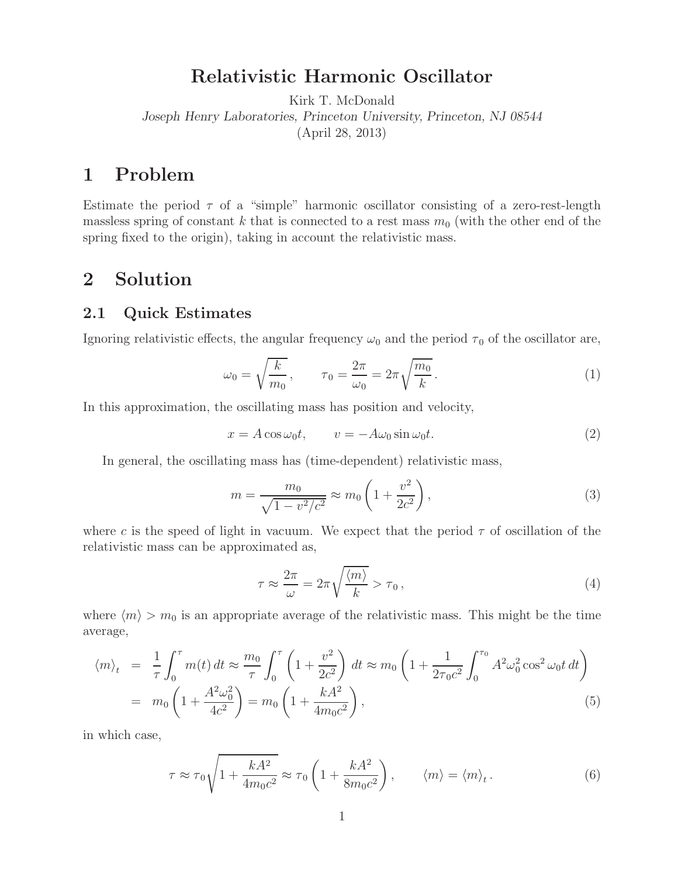# Relativistic Harmonic Oscillator

Kirk T. McDonald
*Joseph Henry Laboratories, Princeton University, Princeton, NJ 08544*
(April 28, 2013)

## 1 Problem

Estimate the period $\tau$ of a "simple" harmonic oscillator consisting of a zero-rest-length massless spring of constant $k$ that is connected to a rest mass $m_0$ (with the other end of the spring fixed to the origin), taking in account the relativistic mass.

## 2 Solution

### 2.1 Quick Estimates

Ignoring relativistic effects, the angular frequency $\omega_0$ and the period $\tau_0$ of the oscillator are,

$$\omega_0 = \sqrt{\frac{k}{m_0}}\,, \qquad \tau_0 = \frac{2\pi}{\omega_0} = 2\pi\sqrt{\frac{m_0}{k}}\,. \tag{1}$$

In this approximation, the oscillating mass has position and velocity,

$$x = A\cos\omega_0 t, \qquad v = -A\omega_0 \sin\omega_0 t. \tag{2}$$

In general, the oscillating mass has (time-dependent) relativistic mass,

$$m = \frac{m_0}{\sqrt{1 - v^2/c^2}} \approx m_0\left(1 + \frac{v^2}{2c^2}\right), \tag{3}$$

where $c$ is the speed of light in vacuum. We expect that the period $\tau$ of oscillation of the relativistic mass can be approximated as,

$$\tau \approx \frac{2\pi}{\omega} = 2\pi\sqrt{\frac{\langle m\rangle}{k}} > \tau_0\,, \tag{4}$$

where $\langle m\rangle > m_0$ is an appropriate average of the relativistic mass. This might be the time average,

$$\begin{aligned}
\langle m\rangle_t &= \frac{1}{\tau}\int_0^\tau m(t)\,dt \approx \frac{m_0}{\tau}\int_0^\tau \left(1 + \frac{v^2}{2c^2}\right)\,dt \approx m_0\left(1 + \frac{1}{2\tau_0 c^2}\int_0^{\tau_0} A^2\omega_0^2\cos^2\omega_0 t\,dt\right) \\
&= m_0\left(1 + \frac{A^2\omega_0^2}{4c^2}\right) = m_0\left(1 + \frac{kA^2}{4m_0c^2}\right),
\end{aligned} \tag{5}$$

in which case,

$$\tau \approx \tau_0\sqrt{1 + \frac{kA^2}{4m_0c^2}} \approx \tau_0\left(1 + \frac{kA^2}{8m_0c^2}\right), \qquad \langle m\rangle = \langle m\rangle_t\,. \tag{6}$$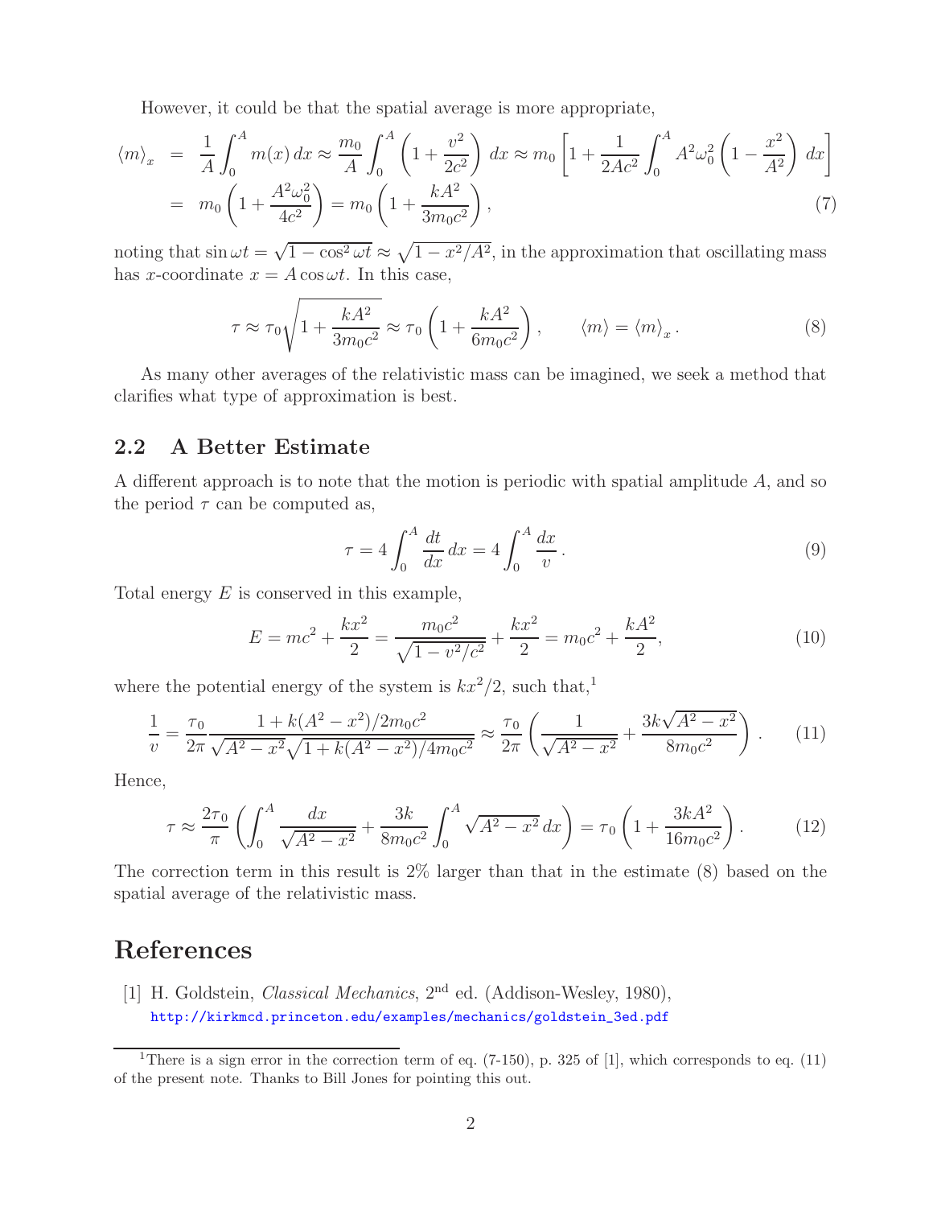However, it could be that the spatial average is more appropriate,

$$
\begin{aligned}
\langle m \rangle_x &= \frac{1}{A}\int_0^A m(x)\,dx \approx \frac{m_0}{A}\int_0^A \left(1+\frac{v^2}{2c^2}\right)\,dx \approx m_0\left[1+\frac{1}{2Ac^2}\int_0^A A^2\omega_0^2\left(1-\frac{x^2}{A^2}\right)\,dx\right] \\
&= m_0\left(1+\frac{A^2\omega_0^2}{4c^2}\right) = m_0\left(1+\frac{kA^2}{3m_0c^2}\right),
\end{aligned} \tag{7}
$$

noting that $\sin\omega t = \sqrt{1-\cos^2\omega t} \approx \sqrt{1-x^2/A^2}$, in the approximation that oscillating mass has $x$-coordinate $x = A\cos\omega t$. In this case,

$$
\tau \approx \tau_0\sqrt{1+\frac{kA^2}{3m_0c^2}} \approx \tau_0\left(1+\frac{kA^2}{6m_0c^2}\right), \qquad \langle m \rangle = \langle m \rangle_x\,. \tag{8}
$$

As many other averages of the relativistic mass can be imagined, we seek a method that clarifies what type of approximation is best.

## 2.2 A Better Estimate

A different approach is to note that the motion is periodic with spatial amplitude $A$, and so the period $\tau$ can be computed as,

$$
\tau = 4\int_0^A \frac{dt}{dx}\,dx = 4\int_0^A \frac{dx}{v}\,. \tag{9}
$$

Total energy $E$ is conserved in this example,

$$
E = mc^2 + \frac{kx^2}{2} = \frac{m_0c^2}{\sqrt{1-v^2/c^2}} + \frac{kx^2}{2} = m_0c^2 + \frac{kA^2}{2}, \tag{10}
$$

where the potential energy of the system is $kx^2/2$, such that,[1]

$$
\frac{1}{v} = \frac{\tau_0}{2\pi}\frac{1+k(A^2-x^2)/2m_0c^2}{\sqrt{A^2-x^2}\sqrt{1+k(A^2-x^2)/4m_0c^2}} \approx \frac{\tau_0}{2\pi}\left(\frac{1}{\sqrt{A^2-x^2}} + \frac{3k\sqrt{A^2-x^2}}{8m_0c^2}\right). \tag{11}
$$

Hence,

$$
\tau \approx \frac{2\tau_0}{\pi}\left(\int_0^A \frac{dx}{\sqrt{A^2-x^2}} + \frac{3k}{8m_0c^2}\int_0^A \sqrt{A^2-x^2}\,dx\right) = \tau_0\left(1+\frac{3kA^2}{16m_0c^2}\right). \tag{12}
$$

The correction term in this result is 2% larger than that in the estimate (8) based on the spatial average of the relativistic mass.

# References

[1] H. Goldstein, *Classical Mechanics*, 2nd ed. (Addison-Wesley, 1980), http://kirkmcd.princeton.edu/examples/mechanics/goldstein_3ed.pdf

[1] There is a sign error in the correction term of eq. (7-150), p. 325 of [1], which corresponds to eq. (11) of the present note. Thanks to Bill Jones for pointing this out.